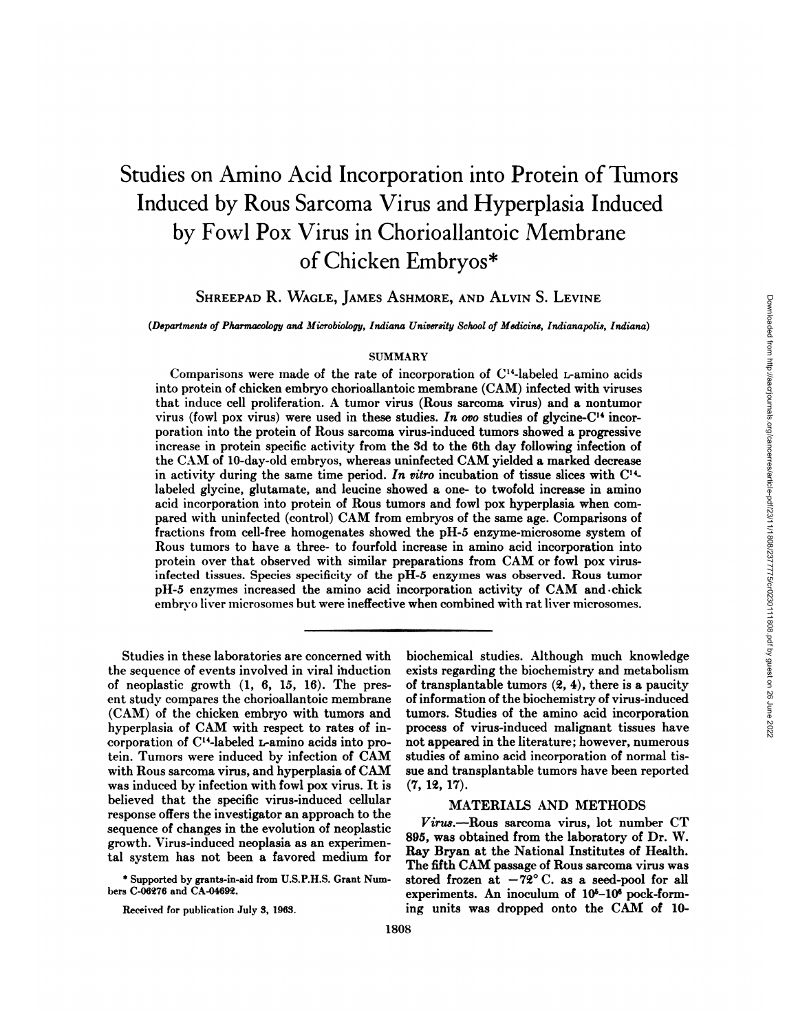# Studies on Amino Acid Incorporation into Protein of Tumors Induced by Rous Sarcoma Virus and Hyperplasia Induced by Fowl Pox Virus in Chorioallantoic Membrane of Chicken Embryos*

SHREEPAD R. WAGLE, JAMES ASHMORE, AND ALVIN S. LEVINE

*(Departments of Pharmacology and Microbiology, Indiana University School of Medicine, Indianapolis, Indiana)*

## SUMMARY

Comparisons were made of the rate of incorporation of $C^{14}$-labeled L-amino acids into protein of chicken embryo chorioallantoic membrane (CAM) infected with viruses that induce cell proliferation. A tumor virus (Rous sarcoma virus) and a nontumor virus (fowl pox virus) were used in these studies. *In ovo* studies of glycine-$C^{14}$ incorporation into the protein of Rous sarcoma virus-induced tumors showed a progressive increase in protein specific activity from the 3d to the 6th day following infection of the CAM of 10-day-old embryos, whereas uninfected CAM yielded a marked decrease in activity during the same time period. *In vitro* incubation of tissue slices with $C^{14}$-labeled glycine, glutamate, and leucine showed a one- to twofold increase in amino acid incorporation into protein of Rous tumors and fowl pox hyperplasia when compared with uninfected (control) CAM from embryos of the same age. Comparisons of fractions from cell-free homogenates showed the pH-5 enzyme-microsome system of Rous tumors to have a three- to fourfold increase in amino acid incorporation into protein over that observed with similar preparations from CAM or fowl pox virus-infected tissues. Species specificity of the pH-5 enzymes was observed. Rous tumor pH-5 enzymes increased the amino acid incorporation activity of CAM and chick embryo liver microsomes but were ineffective when combined with rat liver microsomes.

---

Studies in these laboratories are concerned with the sequence of events involved in viral induction of neoplastic growth (1, 6, 15, 16). The present study compares the chorioallantoic membrane (CAM) of the chicken embryo with tumors and hyperplasia of CAM with respect to rates of incorporation of $C^{14}$-labeled L-amino acids into protein. Tumors were induced by infection of CAM with Rous sarcoma virus, and hyperplasia of CAM was induced by infection with fowl pox virus. It is believed that the specific virus-induced cellular response offers the investigator an approach to the sequence of changes in the evolution of neoplastic growth. Virus-induced neoplasia as an experimental system has not been a favored medium for biochemical studies. Although much knowledge exists regarding the biochemistry and metabolism of transplantable tumors (2, 4), there is a paucity of information of the biochemistry of virus-induced tumors. Studies of the amino acid incorporation process of virus-induced malignant tissues have not appeared in the literature; however, numerous studies of amino acid incorporation of normal tissue and transplantable tumors have been reported (7, 12, 17).

\* Supported by grants-in-aid from U.S.P.H.S. Grant Numbers C-06276 and CA-04692.

Received for publication July 3, 1963.

## MATERIALS AND METHODS

*Virus.*—Rous sarcoma virus, lot number CT 895, was obtained from the laboratory of Dr. W. Ray Bryan at the National Institutes of Health. The fifth CAM passage of Rous sarcoma virus was stored frozen at −72° C. as a seed-pool for all experiments. An inoculum of $10^5$–$10^6$ pock-forming units was dropped onto the CAM of 10-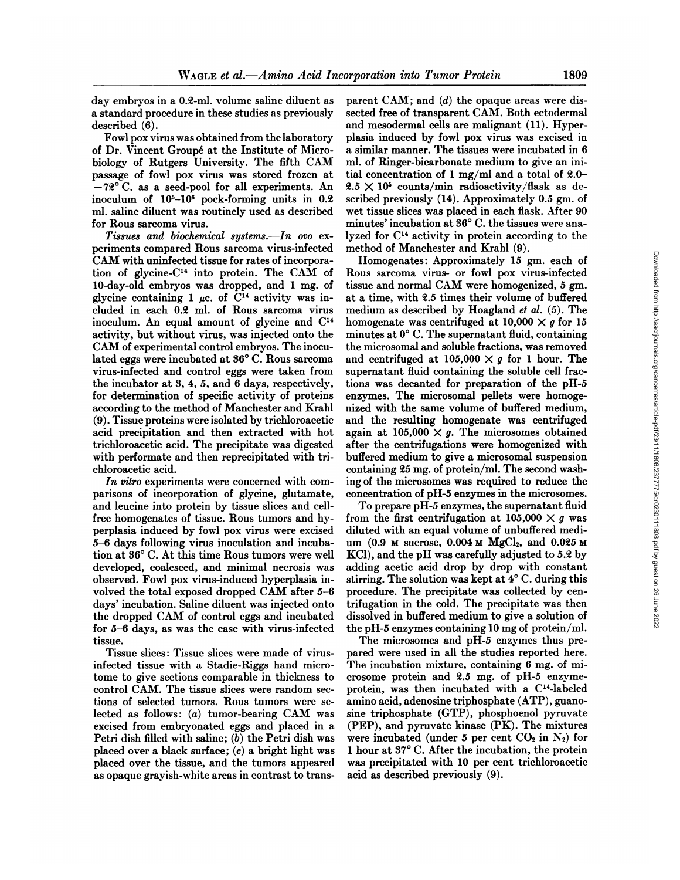day embryos in a 0.2-ml. volume saline diluent as a standard procedure in these studies as previously described (6).

Fowl pox virus was obtained from the laboratory of Dr. Vincent Groupé at the Institute of Microbiology of Rutgers University. The fifth CAM passage of fowl pox virus was stored frozen at $-72°$ C. as a seed-pool for all experiments. An inoculum of $10^5$–$10^6$ pock-forming units in 0.2 ml. saline diluent was routinely used as described for Rous sarcoma virus.

*Tissues and biochemical systems.*—*In ovo* experiments compared Rous sarcoma virus-infected CAM with uninfected tissue for rates of incorporation of glycine-$C^{14}$ into protein. The CAM of 10-day-old embryos was dropped, and 1 mg. of glycine containing 1 μc. of $C^{14}$ activity was included in each 0.2 ml. of Rous sarcoma virus inoculum. An equal amount of glycine and $C^{14}$ activity, but without virus, was injected onto the CAM of experimental control embryos. The inoculated eggs were incubated at 36° C. Rous sarcoma virus-infected and control eggs were taken from the incubator at 3, 4, 5, and 6 days, respectively, for determination of specific activity of proteins according to the method of Manchester and Krahl (9). Tissue proteins were isolated by trichloroacetic acid precipitation and then extracted with hot trichloroacetic acid. The precipitate was digested with performate and then reprecipitated with trichloroacetic acid.

*In vitro* experiments were concerned with comparisons of incorporation of glycine, glutamate, and leucine into protein by tissue slices and cell-free homogenates of tissue. Rous tumors and hyperplasia induced by fowl pox virus were excised 5–6 days following virus inoculation and incubation at 36° C. At this time Rous tumors were well developed, coalesced, and minimal necrosis was observed. Fowl pox virus-induced hyperplasia involved the total exposed dropped CAM after 5–6 days' incubation. Saline diluent was injected onto the dropped CAM of control eggs and incubated for 5–6 days, as was the case with virus-infected tissue.

Tissue slices: Tissue slices were made of virus-infected tissue with a Stadie-Riggs hand microtome to give sections comparable in thickness to control CAM. The tissue slices were random sections of selected tumors. Rous tumors were selected as follows: (*a*) tumor-bearing CAM was excised from embryonated eggs and placed in a Petri dish filled with saline; (*b*) the Petri dish was placed over a black surface; (*c*) a bright light was placed over the tissue, and the tumors appeared as opaque grayish-white areas in contrast to transparent CAM; and (*d*) the opaque areas were dissected free of transparent CAM. Both ectodermal and mesodermal cells are malignant (11). Hyperplasia induced by fowl pox virus was excised in a similar manner. The tissues were incubated in 6 ml. of Ringer-bicarbonate medium to give an initial concentration of 1 mg/ml and a total of 2.0–$2.5 \times 10^5$ counts/min radioactivity/flask as described previously (14). Approximately 0.5 gm. of wet tissue slices was placed in each flask. After 90 minutes' incubation at 36° C. the tissues were analyzed for $C^{14}$ activity in protein according to the method of Manchester and Krahl (9).

Homogenates: Approximately 15 gm. each of Rous sarcoma virus- or fowl pox virus-infected tissue and normal CAM were homogenized, 5 gm. at a time, with 2.5 times their volume of buffered medium as described by Hoagland *et al.* (5). The homogenate was centrifuged at $10{,}000 \times g$ for 15 minutes at 0° C. The supernatant fluid, containing the microsomal and soluble fractions, was removed and centrifuged at $105{,}000 \times g$ for 1 hour. The supernatant fluid containing the soluble cell fractions was decanted for preparation of the pH-5 enzymes. The microsomal pellets were homogenized with the same volume of buffered medium, and the resulting homogenate was centrifuged again at $105{,}000 \times g$. The microsomes obtained after the centrifugations were homogenized with buffered medium to give a microsomal suspension containing 25 mg. of protein/ml. The second washing of the microsomes was required to reduce the concentration of pH-5 enzymes in the microsomes.

To prepare pH-5 enzymes, the supernatant fluid from the first centrifugation at $105{,}000 \times g$ was diluted with an equal volume of unbuffered medium (0.9 M sucrose, 0.004 M $MgCl_2$, and 0.025 M KCl), and the pH was carefully adjusted to 5.2 by adding acetic acid drop by drop with constant stirring. The solution was kept at 4° C. during this procedure. The precipitate was collected by centrifugation in the cold. The precipitate was then dissolved in buffered medium to give a solution of the pH-5 enzymes containing 10 mg of protein/ml.

The microsomes and pH-5 enzymes thus prepared were used in all the studies reported here. The incubation mixture, containing 6 mg. of microsome protein and 2.5 mg. of pH-5 enzyme-protein, was then incubated with a $C^{14}$-labeled amino acid, adenosine triphosphate (ATP), guanosine triphosphate (GTP), phosphoenol pyruvate (PEP), and pyruvate kinase (PK). The mixtures were incubated (under 5 per cent $CO_2$ in $N_2$) for 1 hour at 37° C. After the incubation, the protein was precipitated with 10 per cent trichloroacetic acid as described previously (9).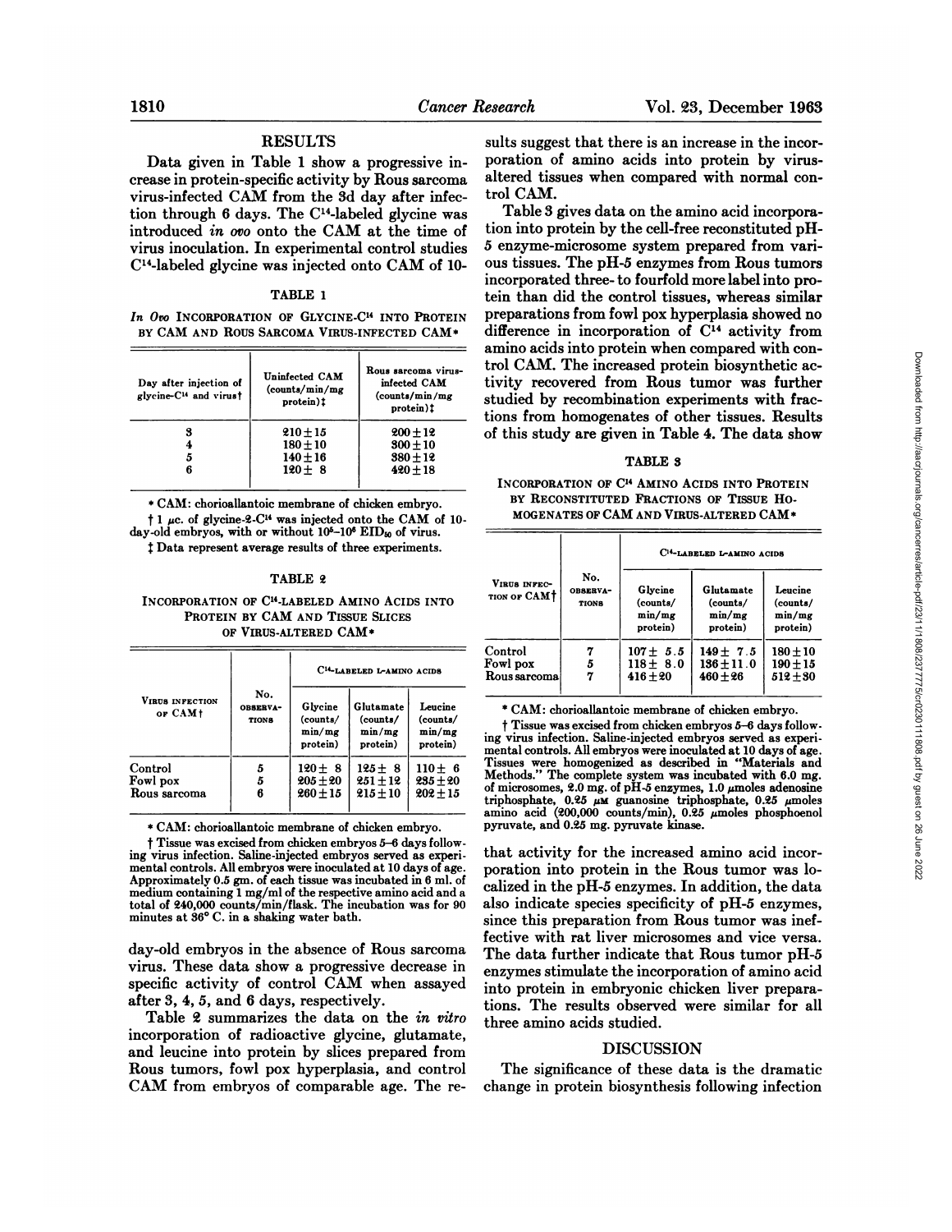## RESULTS

Data given in Table 1 show a progressive increase in protein-specific activity by Rous sarcoma virus-infected CAM from the 3d day after infection through 6 days. The $C^{14}$-labeled glycine was introduced *in ovo* onto the CAM at the time of virus inoculation. In experimental control studies $C^{14}$-labeled glycine was injected onto CAM of 10-day-old embryos in the absence of Rous sarcoma virus. These data show a progressive decrease in specific activity of control CAM when assayed after 3, 4, 5, and 6 days, respectively.

TABLE 1

*In Ovo* INCORPORATION OF GLYCINE-$C^{14}$ INTO PROTEIN BY CAM AND ROUS SARCOMA VIRUS-INFECTED CAM*

| Day after injection of glycine-$C^{14}$ and virus† | Uninfected CAM (counts/min/mg protein)‡ | Rous sarcoma virus-infected CAM (counts/min/mg protein)‡ |
|---|---|---|
| 3 | 210±15 | 200±12 |
| 4 | 180±10 | 300±10 |
| 5 | 140±16 | 380±12 |
| 6 | 120± 8 | 420±18 |

* CAM: chorioallantoic membrane of chicken embryo.

† 1 μc. of glycine-2-$C^{14}$ was injected onto the CAM of 10-day-old embryos, with or without $10^5$–$10^6$ $EID_{50}$ of virus.

‡ Data represent average results of three experiments.

TABLE 2

INCORPORATION OF $C^{14}$-LABELED AMINO ACIDS INTO PROTEIN BY CAM AND TISSUE SLICES OF VIRUS-ALTERED CAM*

| Virus infection of CAM† | No. observations | $C^{14}$-labeled L-amino acids | | |
|---|---|---|---|---|
| | | Glycine (counts/min/mg protein) | Glutamate (counts/min/mg protein) | Leucine (counts/min/mg protein) |
| Control | 5 | 120± 8 | 125± 8 | 110± 6 |
| Fowl pox | 5 | 205±20 | 251±12 | 235±20 |
| Rous sarcoma | 6 | 260±15 | 215±10 | 202±15 |

* CAM: chorioallantoic membrane of chicken embryo.

† Tissue was excised from chicken embryos 5–6 days following virus infection. Saline-injected embryos served as experimental controls. All embryos were inoculated at 10 days of age. Approximately 0.5 gm. of each tissue was incubated in 6 ml. of medium containing 1 mg/ml of the respective amino acid and a total of 240,000 counts/min/flask. The incubation was for 90 minutes at 36° C. in a shaking water bath.

Table 2 summarizes the data on the *in vitro* incorporation of radioactive glycine, glutamate, and leucine into protein by slices prepared from Rous tumors, fowl pox hyperplasia, and control CAM from embryos of comparable age. The results suggest that there is an increase in the incorporation of amino acids into protein by virus-altered tissues when compared with normal control CAM.

Table 3 gives data on the amino acid incorporation into protein by the cell-free reconstituted pH-5 enzyme-microsome system prepared from various tissues. The pH-5 enzymes from Rous tumors incorporated three- to fourfold more label into protein than did the control tissues, whereas similar preparations from fowl pox hyperplasia showed no difference in incorporation of $C^{14}$ activity from amino acids into protein when compared with control CAM. The increased protein biosynthetic activity recovered from Rous tumor was further studied by recombination experiments with fractions from homogenates of other tissues. Results of this study are given in Table 4. The data show that activity for the increased amino acid incorporation into protein in the Rous tumor was localized in the pH-5 enzymes. In addition, the data also indicate species specificity of pH-5 enzymes, since this preparation from Rous tumor was ineffective with rat liver microsomes and vice versa. The data further indicate that Rous tumor pH-5 enzymes stimulate the incorporation of amino acid into protein in embryonic chicken liver preparations. The results observed were similar for all three amino acids studied.

TABLE 3

INCORPORATION OF $C^{14}$ AMINO ACIDS INTO PROTEIN BY RECONSTITUTED FRACTIONS OF TISSUE HOMOGENATES OF CAM AND VIRUS-ALTERED CAM*

| Virus infection of CAM† | No. observations | $C^{14}$-labeled L-amino acids | | |
|---|---|---|---|---|
| | | Glycine (counts/min/mg protein) | Glutamate (counts/min/mg protein) | Leucine (counts/min/mg protein) |
| Control | 7 | 107± 5.5 | 149± 7.5 | 180±10 |
| Fowl pox | 5 | 118± 8.0 | 136±11.0 | 190±15 |
| Rous sarcoma | 7 | 416±20 | 460±26 | 512±30 |

* CAM: chorioallantoic membrane of chicken embryo.

† Tissue was excised from chicken embryos 5–6 days following virus infection. Saline-injected embryos served as experimental controls. All embryos were inoculated at 10 days of age. Tissues were homogenized as described in "Materials and Methods." The complete system was incubated with 6.0 mg. of microsomes, 2.0 mg. of pH-5 enzymes, 1.0 μmoles adenosine triphosphate, 0.25 μM guanosine triphosphate, 0.25 μmoles amino acid (200,000 counts/min), 0.25 μmoles phosphoenol pyruvate, and 0.25 mg. pyruvate kinase.

## DISCUSSION

The significance of these data is the dramatic change in protein biosynthesis following infection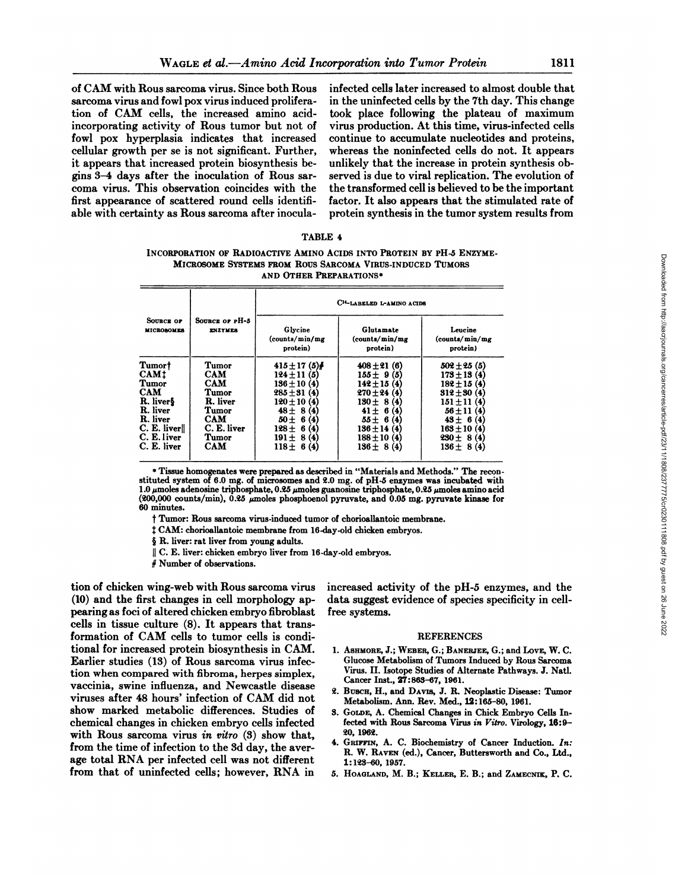of CAM with Rous sarcoma virus. Since both Rous sarcoma virus and fowl pox virus induced proliferation of CAM cells, the increased amino acid-incorporating activity of Rous tumor but not of fowl pox hyperplasia indicates that increased cellular growth per se is not significant. Further, it appears that increased protein biosynthesis begins 3–4 days after the inoculation of Rous sarcoma virus. This observation coincides with the first appearance of scattered round cells identifiable with certainty as Rous sarcoma after inoculation of chicken wing-web with Rous sarcoma virus (10) and the first changes in cell morphology appearing as foci of altered chicken embryo fibroblast cells in tissue culture (8). It appears that transformation of CAM cells to tumor cells is conditional for increased protein biosynthesis in CAM. Earlier studies (13) of Rous sarcoma virus infection when compared with fibroma, herpes simplex, vaccinia, swine influenza, and Newcastle disease viruses after 48 hours' infection of CAM did not show marked metabolic differences. Studies of chemical changes in chicken embryo cells infected with Rous sarcoma virus *in vitro* (3) show that, from the time of infection to the 3d day, the average total RNA per infected cell was not different from that of uninfected cells; however, RNA in infected cells later increased to almost double that in the uninfected cells by the 7th day. This change took place following the plateau of maximum virus production. At this time, virus-infected cells continue to accumulate nucleotides and proteins, whereas the noninfected cells do not. It appears unlikely that the increase in protein synthesis observed is due to viral replication. The evolution of the transformed cell is believed to be the important factor. It also appears that the stimulated rate of protein synthesis in the tumor system results from increased activity of the pH-5 enzymes, and the data suggest evidence of species specificity in cell-free systems.

TABLE 4

INCORPORATION OF RADIOACTIVE AMINO ACIDS INTO PROTEIN BY pH-5 ENZYME-MICROSOME SYSTEMS FROM ROUS SARCOMA VIRUS-INDUCED TUMORS AND OTHER PREPARATIONS*

| Source of microsomes | Source of pH-5 enzymes | $C^{14}$-labeled L-amino acids | | |
|---|---|---|---|---|
| | | Glycine (counts/min/mg protein) | Glutamate (counts/min/mg protein) | Leucine (counts/min/mg protein) |
| Tumor† | Tumor | 415 ± 17 (5)# | 408 ± 21 (6) | 502 ± 25 (5) |
| CAM‡ | CAM | 124 ± 11 (5) | 155 ± 9 (5) | 173 ± 13 (4) |
| Tumor | CAM | 136 ± 10 (4) | 142 ± 15 (4) | 182 ± 15 (4) |
| CAM | Tumor | 285 ± 31 (4) | 270 ± 24 (4) | 312 ± 30 (4) |
| R. liver§ | R. liver | 120 ± 10 (4) | 130 ± 8 (4) | 151 ± 11 (4) |
| R. liver | Tumor | 48 ± 8 (4) | 41 ± 6 (4) | 56 ± 11 (4) |
| R. liver | CAM | 50 ± 6 (4) | 55 ± 6 (4) | 43 ± 6 (4) |
| C. E. liver‖ | C. E. liver | 128 ± 6 (4) | 136 ± 14 (4) | 163 ± 10 (4) |
| C. E. liver | Tumor | 191 ± 8 (4) | 188 ± 10 (4) | 230 ± 8 (4) |
| C. E. liver | CAM | 118 ± 6 (4) | 136 ± 8 (4) | 136 ± 8 (4) |

\* Tissue homogenates were prepared as described in "Materials and Methods." The reconstituted system of 6.0 mg. of microsomes and 2.0 mg. of pH-5 enzymes was incubated with 1.0 μmoles adenosine triphosphate, 0.25 μmoles guanosine triphosphate, 0.25 μmoles amino acid (200,000 counts/min), 0.25 μmoles phosphoenol pyruvate, and 0.05 mg. pyruvate kinase for 60 minutes.

† Tumor: Rous sarcoma virus-induced tumor of chorioallantoic membrane.

‡ CAM: chorioallantoic membrane from 16-day-old chicken embryos.

§ R. liver: rat liver from young adults.

‖ C. E. liver: chicken embryo liver from 16-day-old embryos.

\# Number of observations.

## REFERENCES

1. Ashmore, J.; Weber, G.; Banerjee, G.; and Love, W. C. Glucose Metabolism of Tumors Induced by Rous Sarcoma Virus. II. Isotope Studies of Alternate Pathways. J. Natl. Cancer Inst., **27**:863–67, 1961.
2. Busch, H., and Davis, J. R. Neoplastic Disease: Tumor Metabolism. Ann. Rev. Med., **12**:165–80, 1961.
3. Golde, A. Chemical Changes in Chick Embryo Cells Infected with Rous Sarcoma Virus *in Vitro*. Virology, **16**:9–20, 1962.
4. Griffin, A. C. Biochemistry of Cancer Induction. *In:* R. W. Raven (ed.), Cancer, Butterworth and Co., Ltd., **1**:123–60, 1957.
5. Hoagland, M. B.; Keller, E. B.; and Zamecnik, P. C.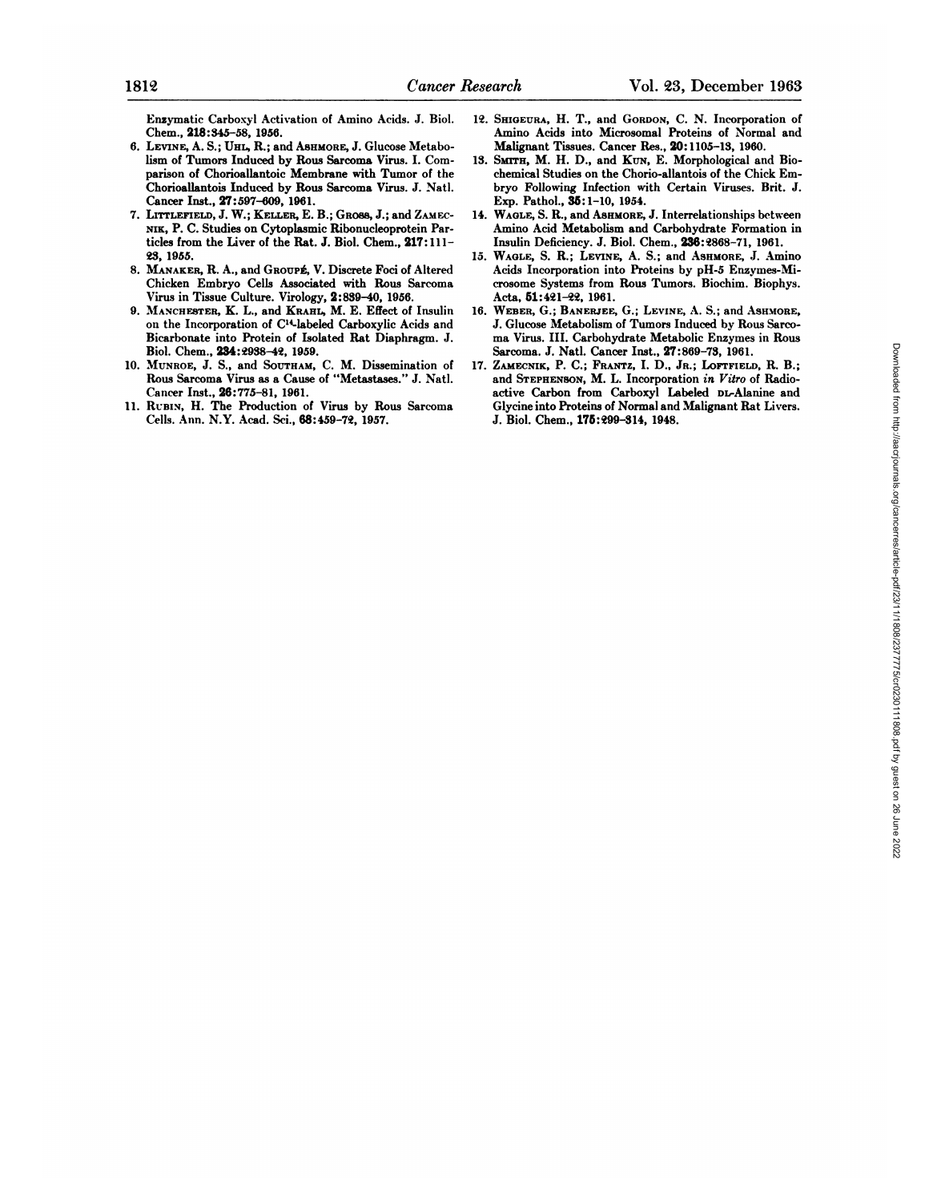Enzymatic Carboxyl Activation of Amino Acids. J. Biol. Chem., **218**:345–58, 1956.

6. LEVINE, A. S.; UHL, R.; and ASHMORE, J. Glucose Metabolism of Tumors Induced by Rous Sarcoma Virus. I. Comparison of Chorioallantoic Membrane with Tumor of the Chorioallantois Induced by Rous Sarcoma Virus. J. Natl. Cancer Inst., **27**:597–609, 1961.
7. LITTLEFIELD, J. W.; KELLER, E. B.; GROSS, J.; and ZAMECNIK, P. C. Studies on Cytoplasmic Ribonucleoprotein Particles from the Liver of the Rat. J. Biol. Chem., **217**:111–23, 1955.
8. MANAKER, R. A., and GROUPÉ, V. Discrete Foci of Altered Chicken Embryo Cells Associated with Rous Sarcoma Virus in Tissue Culture. Virology, **2**:839–40, 1956.
9. MANCHESTER, K. L., and KRAHL, M. E. Effect of Insulin on the Incorporation of $C^{14}$-labeled Carboxylic Acids and Bicarbonate into Protein of Isolated Rat Diaphragm. J. Biol. Chem., **234**:2938–42, 1959.
10. MUNROE, J. S., and SOUTHAM, C. M. Dissemination of Rous Sarcoma Virus as a Cause of "Metastases." J. Natl. Cancer Inst., **26**:775–81, 1961.
11. RUBIN, H. The Production of Virus by Rous Sarcoma Cells. Ann. N.Y. Acad. Sci., **68**:459–72, 1957.
12. SHIGEURA, H. T., and GORDON, C. N. Incorporation of Amino Acids into Microsomal Proteins of Normal and Malignant Tissues. Cancer Res., **20**:1105–13, 1960.
13. SMITH, M. H. D., and KUN, E. Morphological and Biochemical Studies on the Chorio-allantois of the Chick Embryo Following Infection with Certain Viruses. Brit. J. Exp. Pathol., **35**:1–10, 1954.
14. WAGLE, S. R., and ASHMORE, J. Interrelationships between Amino Acid Metabolism and Carbohydrate Formation in Insulin Deficiency. J. Biol. Chem., **236**:2868–71, 1961.
15. WAGLE, S. R.; LEVINE, A. S.; and ASHMORE, J. Amino Acids Incorporation into Proteins by pH-5 Enzymes-Microsome Systems from Rous Tumors. Biochim. Biophys. Acta, **51**:421–22, 1961.
16. WEBER, G.; BANERJEE, G.; LEVINE, A. S.; and ASHMORE, J. Glucose Metabolism of Tumors Induced by Rous Sarcoma Virus. III. Carbohydrate Metabolic Enzymes in Rous Sarcoma. J. Natl. Cancer Inst., **27**:869–73, 1961.
17. ZAMECNIK, P. C.; FRANTZ, I. D., JR.; LOFTFIELD, R. B.; and STEPHENSON, M. L. Incorporation *in Vitro* of Radioactive Carbon from Carboxyl Labeled DL-Alanine and Glycine into Proteins of Normal and Malignant Rat Livers. J. Biol. Chem., **175**:299–314, 1948.